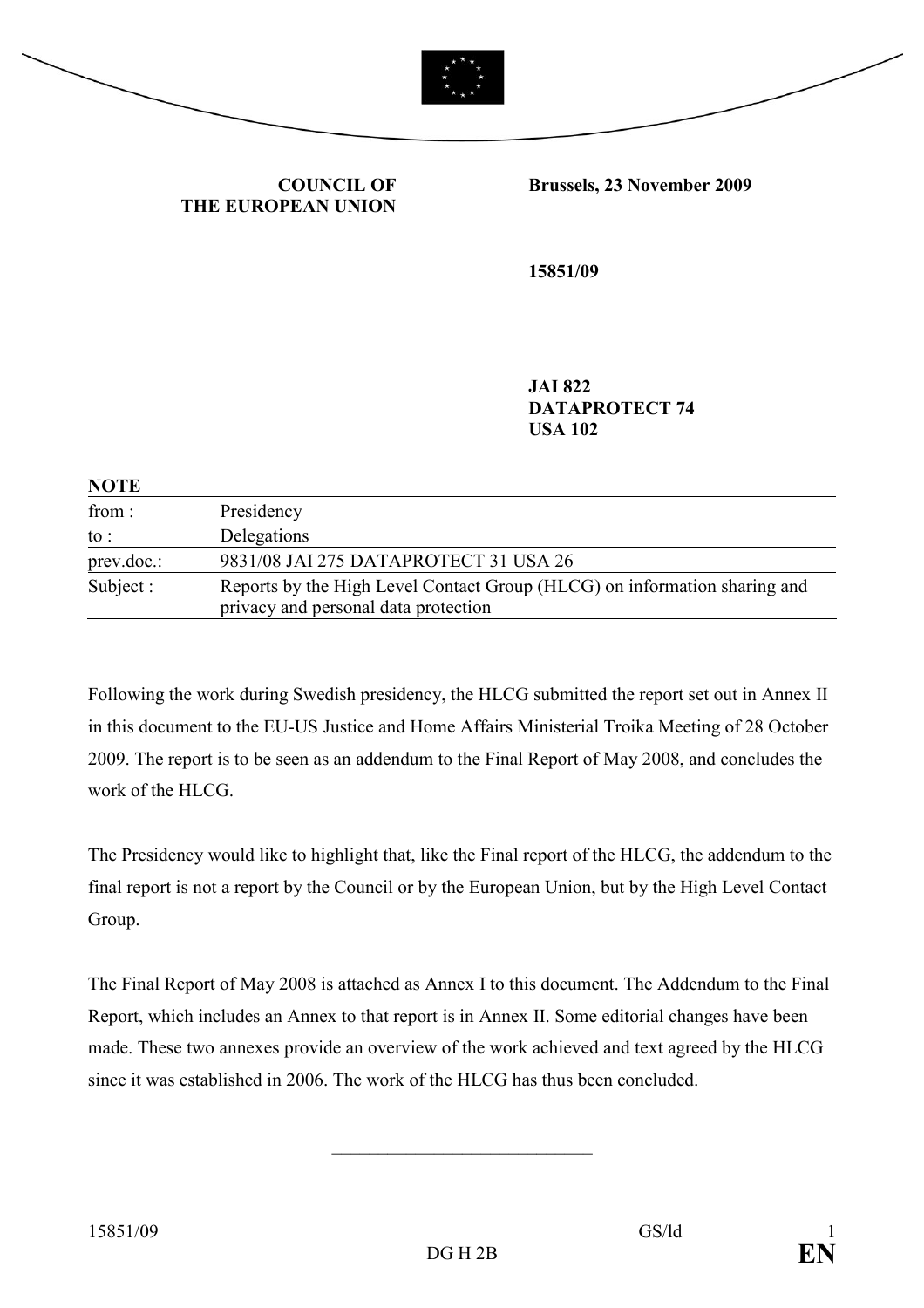**COUNCIL OF THE EUROPEAN UNION**

**Brussels, 23 November 2009**

**15851/09**

**JAI 822**
**DATAPROTECT 74**
**USA 102**

**NOTE**

| | |
|---|---|
| from : | Presidency |
| to : | Delegations |
| prev.doc.: | 9831/08 JAI 275 DATAPROTECT 31 USA 26 |
| Subject : | Reports by the High Level Contact Group (HLCG) on information sharing and privacy and personal data protection |

Following the work during Swedish presidency, the HLCG submitted the report set out in Annex II in this document to the EU-US Justice and Home Affairs Ministerial Troika Meeting of 28 October 2009. The report is to be seen as an addendum to the Final Report of May 2008, and concludes the work of the HLCG.

The Presidency would like to highlight that, like the Final report of the HLCG, the addendum to the final report is not a report by the Council or by the European Union, but by the High Level Contact Group.

The Final Report of May 2008 is attached as Annex I to this document. The Addendum to the Final Report, which includes an Annex to that report is in Annex II. Some editorial changes have been made. These two annexes provide an overview of the work achieved and text agreed by the HLCG since it was established in 2006. The work of the HLCG has thus been concluded.

\_\_\_\_\_\_\_\_\_\_\_\_\_\_\_\_\_\_\_\_\_\_\_\_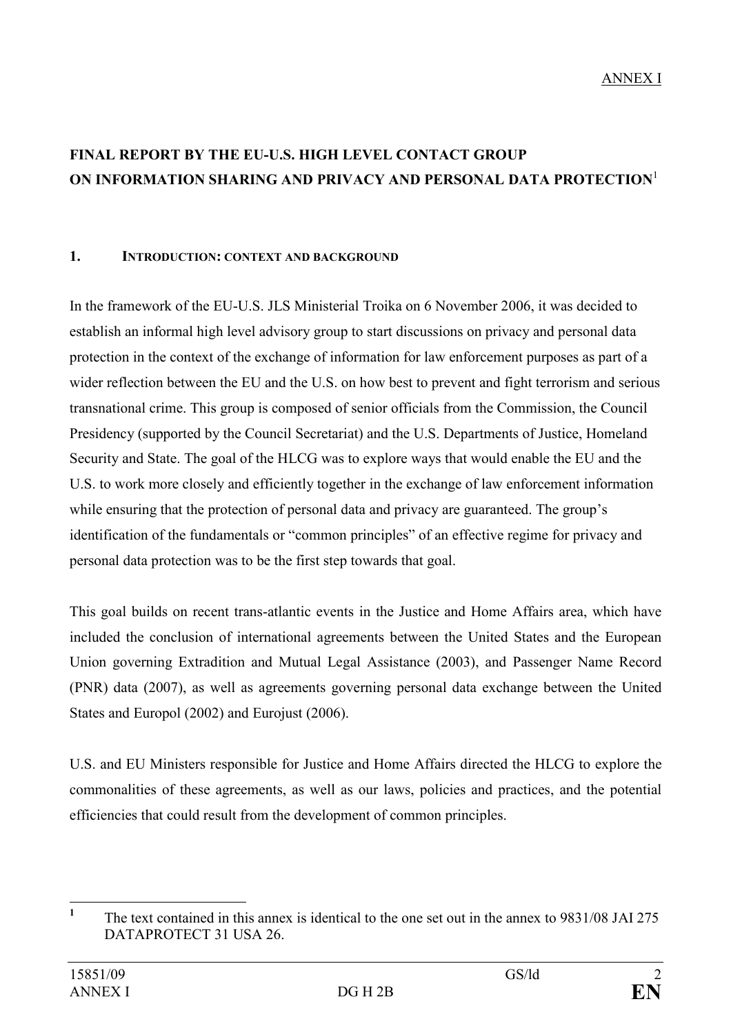ANNEX I

# FINAL REPORT BY THE EU-U.S. HIGH LEVEL CONTACT GROUP ON INFORMATION SHARING AND PRIVACY AND PERSONAL DATA PROTECTION[1]

## 1. INTRODUCTION: CONTEXT AND BACKGROUND

In the framework of the EU-U.S. JLS Ministerial Troika on 6 November 2006, it was decided to establish an informal high level advisory group to start discussions on privacy and personal data protection in the context of the exchange of information for law enforcement purposes as part of a wider reflection between the EU and the U.S. on how best to prevent and fight terrorism and serious transnational crime. This group is composed of senior officials from the Commission, the Council Presidency (supported by the Council Secretariat) and the U.S. Departments of Justice, Homeland Security and State. The goal of the HLCG was to explore ways that would enable the EU and the U.S. to work more closely and efficiently together in the exchange of law enforcement information while ensuring that the protection of personal data and privacy are guaranteed. The group's identification of the fundamentals or "common principles" of an effective regime for privacy and personal data protection was to be the first step towards that goal.

This goal builds on recent trans-atlantic events in the Justice and Home Affairs area, which have included the conclusion of international agreements between the United States and the European Union governing Extradition and Mutual Legal Assistance (2003), and Passenger Name Record (PNR) data (2007), as well as agreements governing personal data exchange between the United States and Europol (2002) and Eurojust (2006).

U.S. and EU Ministers responsible for Justice and Home Affairs directed the HLCG to explore the commonalities of these agreements, as well as our laws, policies and practices, and the potential efficiencies that could result from the development of common principles.

[1] The text contained in this annex is identical to the one set out in the annex to 9831/08 JAI 275 DATAPROTECT 31 USA 26.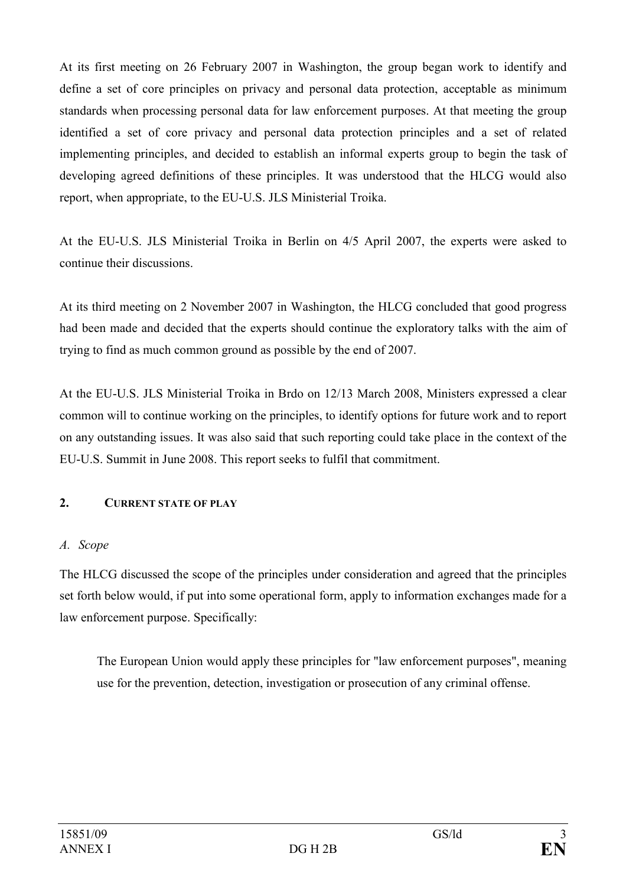At its first meeting on 26 February 2007 in Washington, the group began work to identify and define a set of core principles on privacy and personal data protection, acceptable as minimum standards when processing personal data for law enforcement purposes. At that meeting the group identified a set of core privacy and personal data protection principles and a set of related implementing principles, and decided to establish an informal experts group to begin the task of developing agreed definitions of these principles. It was understood that the HLCG would also report, when appropriate, to the EU-U.S. JLS Ministerial Troika.

At the EU-U.S. JLS Ministerial Troika in Berlin on 4/5 April 2007, the experts were asked to continue their discussions.

At its third meeting on 2 November 2007 in Washington, the HLCG concluded that good progress had been made and decided that the experts should continue the exploratory talks with the aim of trying to find as much common ground as possible by the end of 2007.

At the EU-U.S. JLS Ministerial Troika in Brdo on 12/13 March 2008, Ministers expressed a clear common will to continue working on the principles, to identify options for future work and to report on any outstanding issues. It was also said that such reporting could take place in the context of the EU-U.S. Summit in June 2008. This report seeks to fulfil that commitment.

## 2. CURRENT STATE OF PLAY

*A. Scope*

The HLCG discussed the scope of the principles under consideration and agreed that the principles set forth below would, if put into some operational form, apply to information exchanges made for a law enforcement purpose. Specifically:

> The European Union would apply these principles for "law enforcement purposes", meaning use for the prevention, detection, investigation or prosecution of any criminal offense.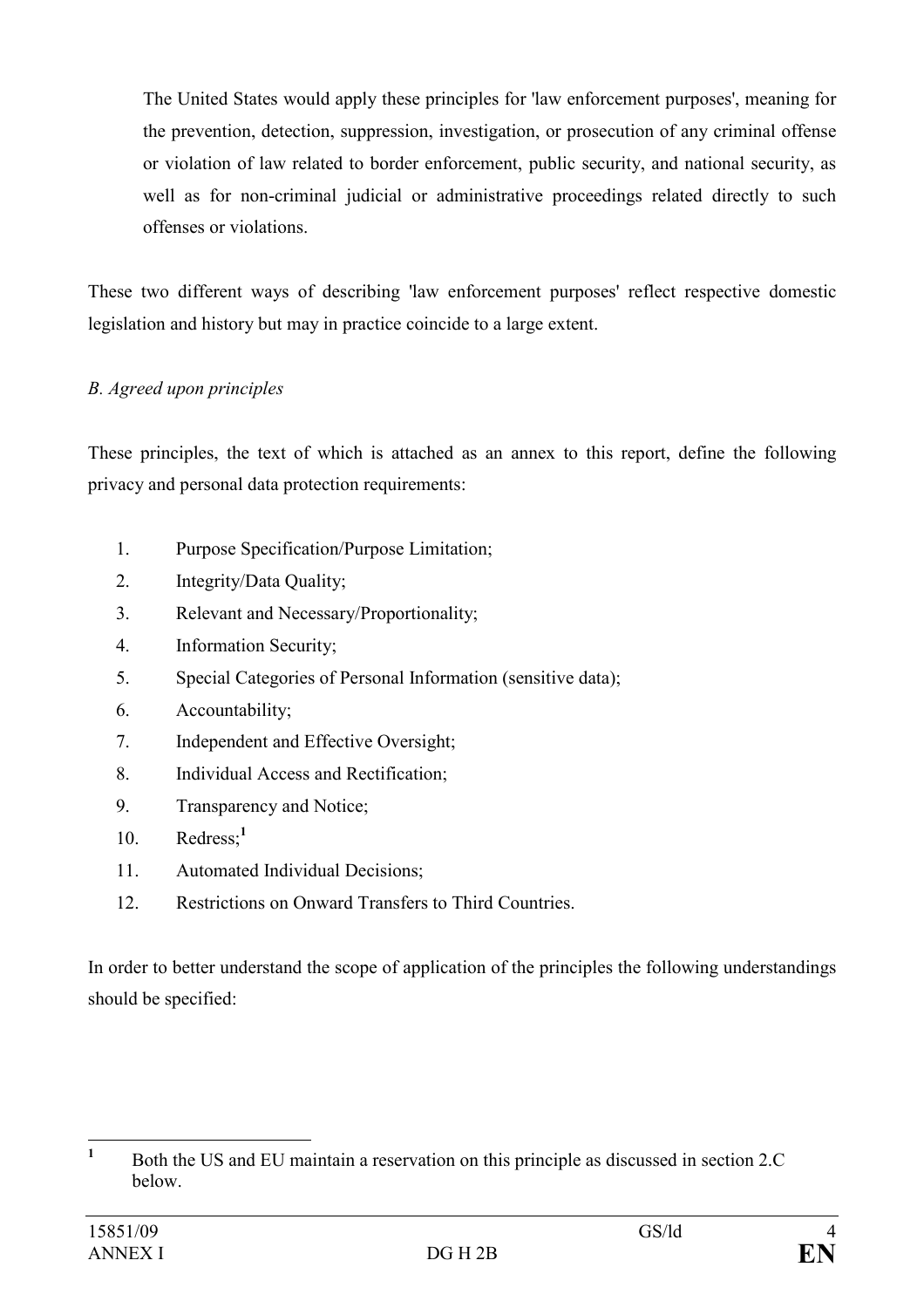The United States would apply these principles for 'law enforcement purposes', meaning for the prevention, detection, suppression, investigation, or prosecution of any criminal offense or violation of law related to border enforcement, public security, and national security, as well as for non-criminal judicial or administrative proceedings related directly to such offenses or violations.

These two different ways of describing 'law enforcement purposes' reflect respective domestic legislation and history but may in practice coincide to a large extent.

*B. Agreed upon principles*

These principles, the text of which is attached as an annex to this report, define the following privacy and personal data protection requirements:

1. Purpose Specification/Purpose Limitation;
2. Integrity/Data Quality;
3. Relevant and Necessary/Proportionality;
4. Information Security;
5. Special Categories of Personal Information (sensitive data);
6. Accountability;
7. Independent and Effective Oversight;
8. Individual Access and Rectification;
9. Transparency and Notice;
10. Redress;[1]
11. Automated Individual Decisions;
12. Restrictions on Onward Transfers to Third Countries.

In order to better understand the scope of application of the principles the following understandings should be specified:

[1] Both the US and EU maintain a reservation on this principle as discussed in section 2.C below.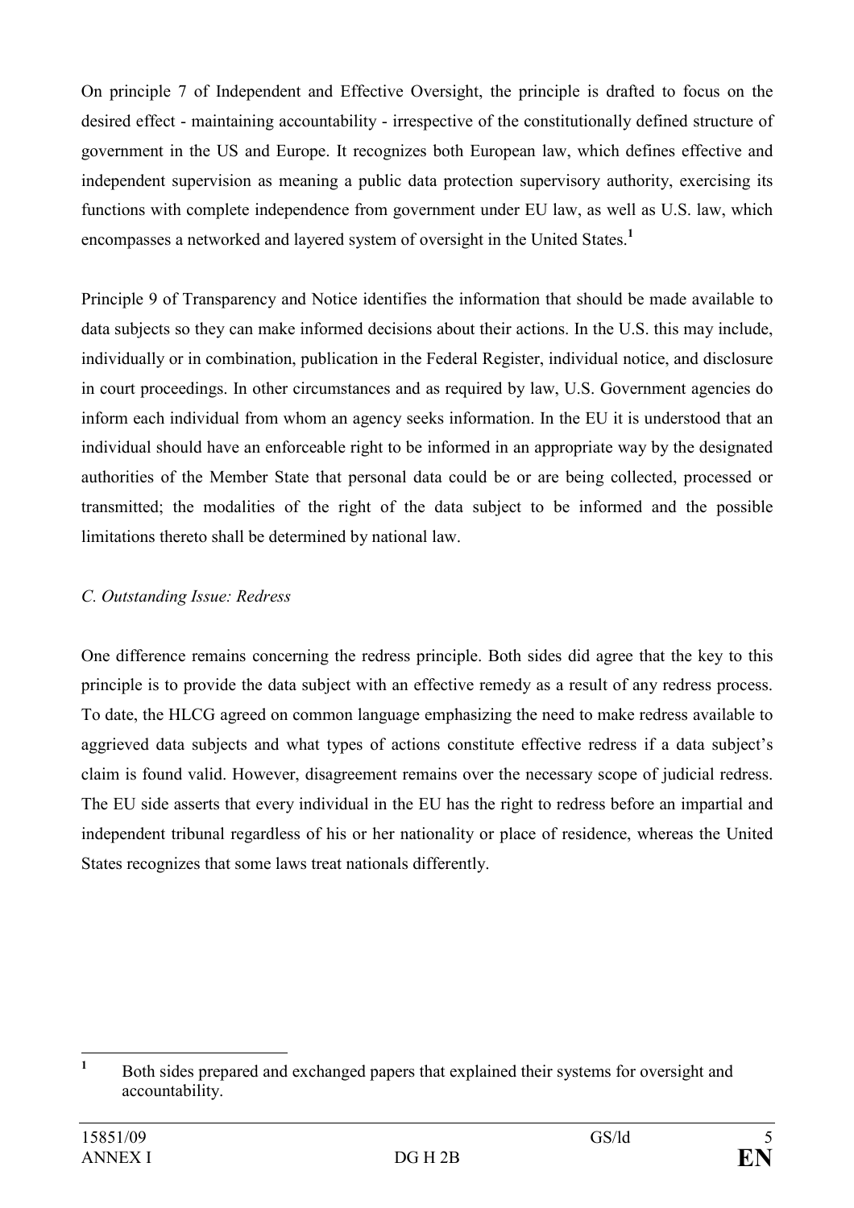On principle 7 of Independent and Effective Oversight, the principle is drafted to focus on the desired effect - maintaining accountability - irrespective of the constitutionally defined structure of government in the US and Europe. It recognizes both European law, which defines effective and independent supervision as meaning a public data protection supervisory authority, exercising its functions with complete independence from government under EU law, as well as U.S. law, which encompasses a networked and layered system of oversight in the United States.[1]

Principle 9 of Transparency and Notice identifies the information that should be made available to data subjects so they can make informed decisions about their actions. In the U.S. this may include, individually or in combination, publication in the Federal Register, individual notice, and disclosure in court proceedings. In other circumstances and as required by law, U.S. Government agencies do inform each individual from whom an agency seeks information. In the EU it is understood that an individual should have an enforceable right to be informed in an appropriate way by the designated authorities of the Member State that personal data could be or are being collected, processed or transmitted; the modalities of the right of the data subject to be informed and the possible limitations thereto shall be determined by national law.

*C. Outstanding Issue: Redress*

One difference remains concerning the redress principle. Both sides did agree that the key to this principle is to provide the data subject with an effective remedy as a result of any redress process. To date, the HLCG agreed on common language emphasizing the need to make redress available to aggrieved data subjects and what types of actions constitute effective redress if a data subject's claim is found valid. However, disagreement remains over the necessary scope of judicial redress. The EU side asserts that every individual in the EU has the right to redress before an impartial and independent tribunal regardless of his or her nationality or place of residence, whereas the United States recognizes that some laws treat nationals differently.

[1] Both sides prepared and exchanged papers that explained their systems for oversight and accountability.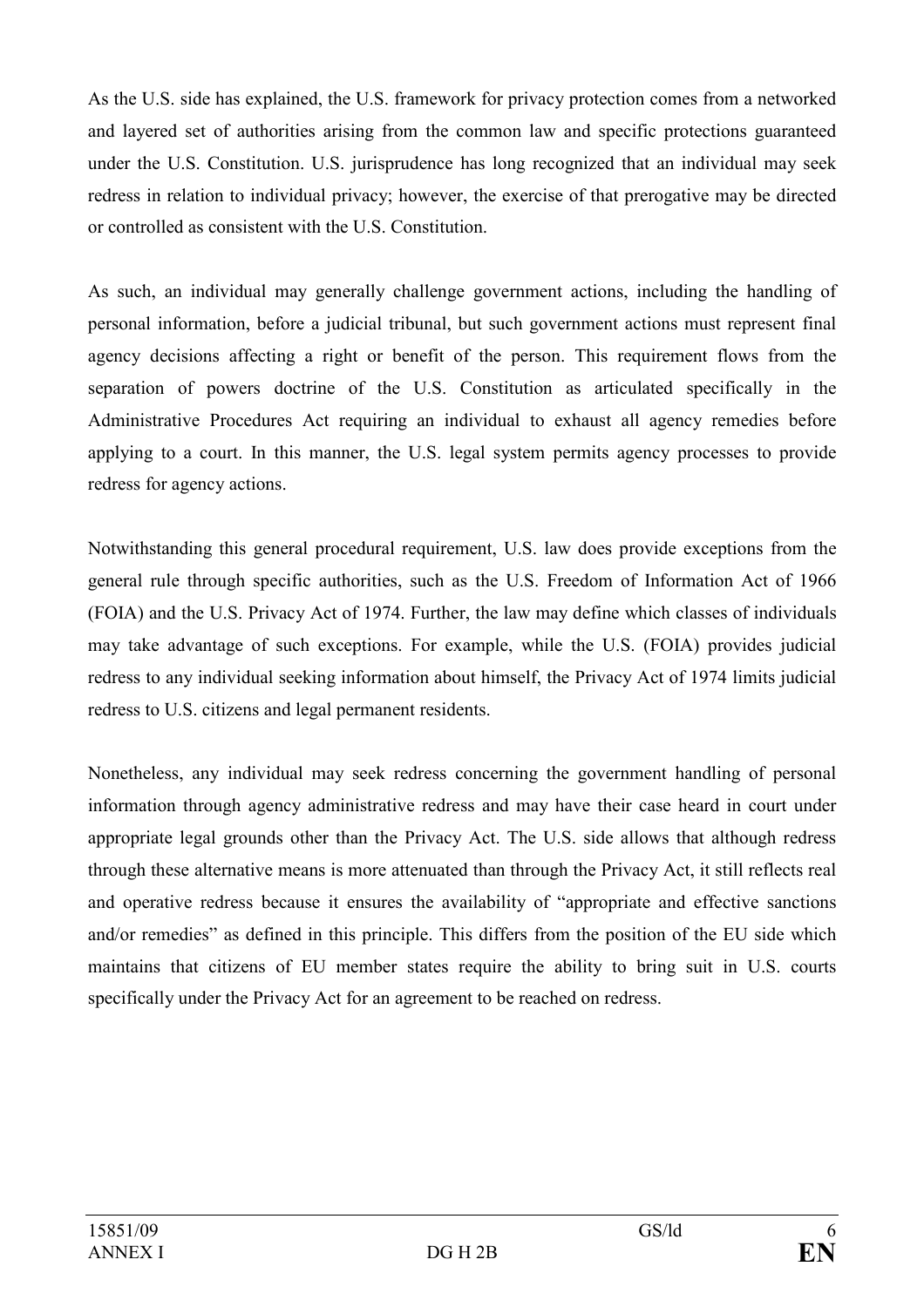As the U.S. side has explained, the U.S. framework for privacy protection comes from a networked and layered set of authorities arising from the common law and specific protections guaranteed under the U.S. Constitution. U.S. jurisprudence has long recognized that an individual may seek redress in relation to individual privacy; however, the exercise of that prerogative may be directed or controlled as consistent with the U.S. Constitution.

As such, an individual may generally challenge government actions, including the handling of personal information, before a judicial tribunal, but such government actions must represent final agency decisions affecting a right or benefit of the person. This requirement flows from the separation of powers doctrine of the U.S. Constitution as articulated specifically in the Administrative Procedures Act requiring an individual to exhaust all agency remedies before applying to a court. In this manner, the U.S. legal system permits agency processes to provide redress for agency actions.

Notwithstanding this general procedural requirement, U.S. law does provide exceptions from the general rule through specific authorities, such as the U.S. Freedom of Information Act of 1966 (FOIA) and the U.S. Privacy Act of 1974. Further, the law may define which classes of individuals may take advantage of such exceptions. For example, while the U.S. (FOIA) provides judicial redress to any individual seeking information about himself, the Privacy Act of 1974 limits judicial redress to U.S. citizens and legal permanent residents.

Nonetheless, any individual may seek redress concerning the government handling of personal information through agency administrative redress and may have their case heard in court under appropriate legal grounds other than the Privacy Act. The U.S. side allows that although redress through these alternative means is more attenuated than through the Privacy Act, it still reflects real and operative redress because it ensures the availability of "appropriate and effective sanctions and/or remedies" as defined in this principle. This differs from the position of the EU side which maintains that citizens of EU member states require the ability to bring suit in U.S. courts specifically under the Privacy Act for an agreement to be reached on redress.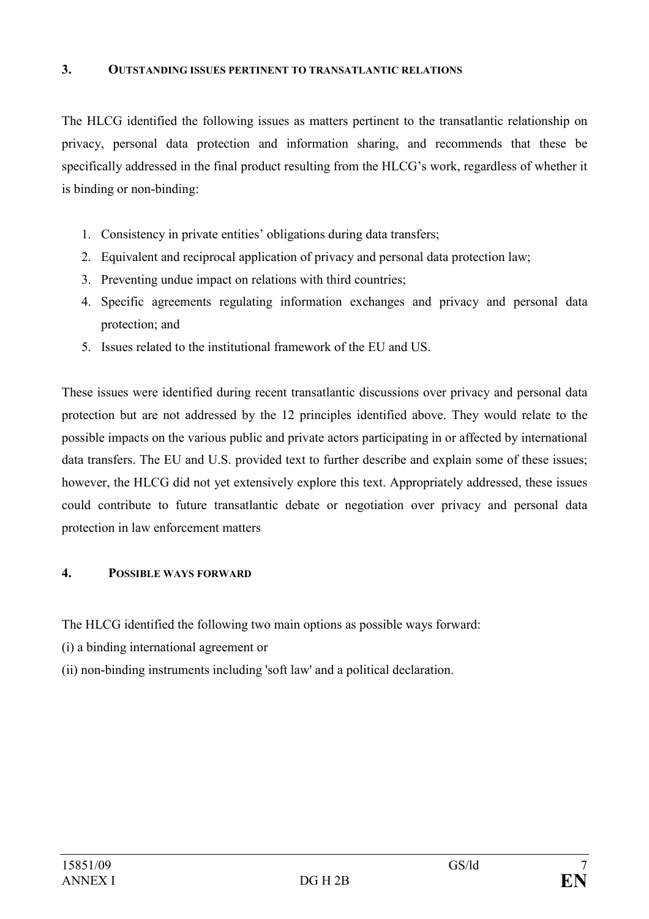## 3. Outstanding issues pertinent to transatlantic relations

The HLCG identified the following issues as matters pertinent to the transatlantic relationship on privacy, personal data protection and information sharing, and recommends that these be specifically addressed in the final product resulting from the HLCG's work, regardless of whether it is binding or non-binding:

1. Consistency in private entities' obligations during data transfers;
2. Equivalent and reciprocal application of privacy and personal data protection law;
3. Preventing undue impact on relations with third countries;
4. Specific agreements regulating information exchanges and privacy and personal data protection; and
5. Issues related to the institutional framework of the EU and US.

These issues were identified during recent transatlantic discussions over privacy and personal data protection but are not addressed by the 12 principles identified above. They would relate to the possible impacts on the various public and private actors participating in or affected by international data transfers. The EU and U.S. provided text to further describe and explain some of these issues; however, the HLCG did not yet extensively explore this text. Appropriately addressed, these issues could contribute to future transatlantic debate or negotiation over privacy and personal data protection in law enforcement matters

## 4. Possible ways forward

The HLCG identified the following two main options as possible ways forward:

(i) a binding international agreement or

(ii) non-binding instruments including 'soft law' and a political declaration.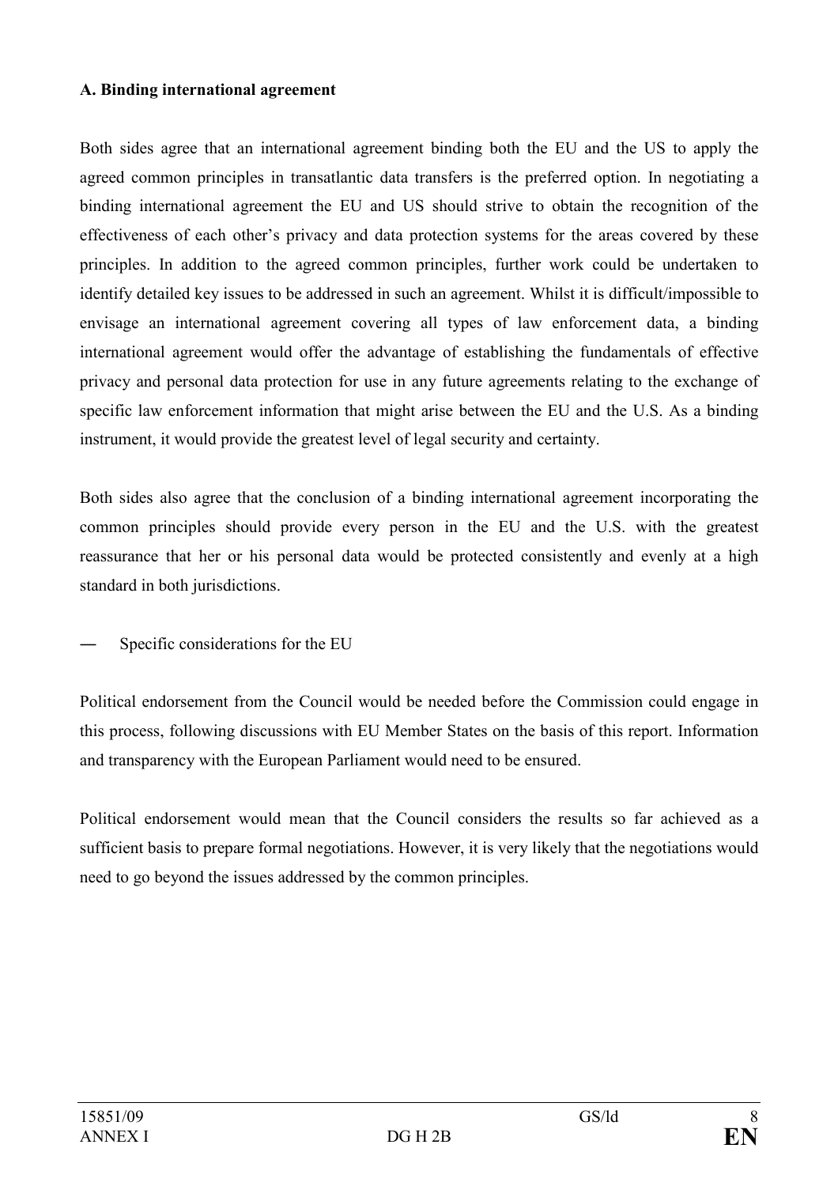**A. Binding international agreement**

Both sides agree that an international agreement binding both the EU and the US to apply the agreed common principles in transatlantic data transfers is the preferred option. In negotiating a binding international agreement the EU and US should strive to obtain the recognition of the effectiveness of each other's privacy and data protection systems for the areas covered by these principles. In addition to the agreed common principles, further work could be undertaken to identify detailed key issues to be addressed in such an agreement. Whilst it is difficult/impossible to envisage an international agreement covering all types of law enforcement data, a binding international agreement would offer the advantage of establishing the fundamentals of effective privacy and personal data protection for use in any future agreements relating to the exchange of specific law enforcement information that might arise between the EU and the U.S. As a binding instrument, it would provide the greatest level of legal security and certainty.

Both sides also agree that the conclusion of a binding international agreement incorporating the common principles should provide every person in the EU and the U.S. with the greatest reassurance that her or his personal data would be protected consistently and evenly at a high standard in both jurisdictions.

— Specific considerations for the EU

Political endorsement from the Council would be needed before the Commission could engage in this process, following discussions with EU Member States on the basis of this report. Information and transparency with the European Parliament would need to be ensured.

Political endorsement would mean that the Council considers the results so far achieved as a sufficient basis to prepare formal negotiations. However, it is very likely that the negotiations would need to go beyond the issues addressed by the common principles.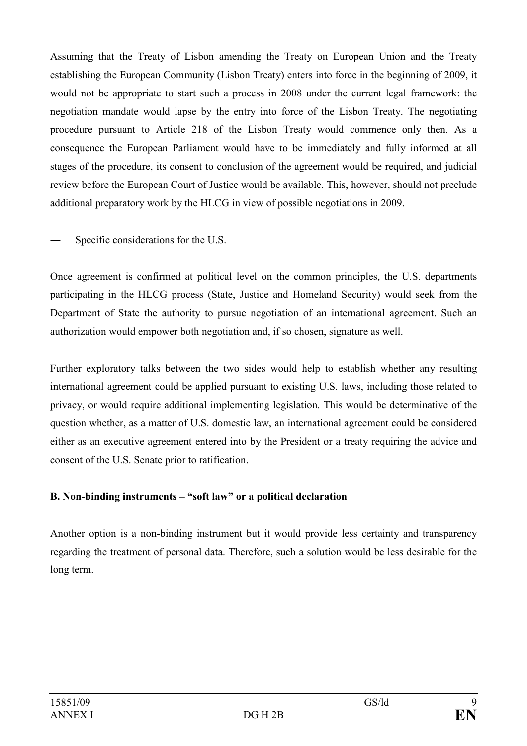Assuming that the Treaty of Lisbon amending the Treaty on European Union and the Treaty establishing the European Community (Lisbon Treaty) enters into force in the beginning of 2009, it would not be appropriate to start such a process in 2008 under the current legal framework: the negotiation mandate would lapse by the entry into force of the Lisbon Treaty. The negotiating procedure pursuant to Article 218 of the Lisbon Treaty would commence only then. As a consequence the European Parliament would have to be immediately and fully informed at all stages of the procedure, its consent to conclusion of the agreement would be required, and judicial review before the European Court of Justice would be available. This, however, should not preclude additional preparatory work by the HLCG in view of possible negotiations in 2009.

― Specific considerations for the U.S.

Once agreement is confirmed at political level on the common principles, the U.S. departments participating in the HLCG process (State, Justice and Homeland Security) would seek from the Department of State the authority to pursue negotiation of an international agreement. Such an authorization would empower both negotiation and, if so chosen, signature as well.

Further exploratory talks between the two sides would help to establish whether any resulting international agreement could be applied pursuant to existing U.S. laws, including those related to privacy, or would require additional implementing legislation. This would be determinative of the question whether, as a matter of U.S. domestic law, an international agreement could be considered either as an executive agreement entered into by the President or a treaty requiring the advice and consent of the U.S. Senate prior to ratification.

**B. Non-binding instruments – "soft law" or a political declaration**

Another option is a non-binding instrument but it would provide less certainty and transparency regarding the treatment of personal data. Therefore, such a solution would be less desirable for the long term.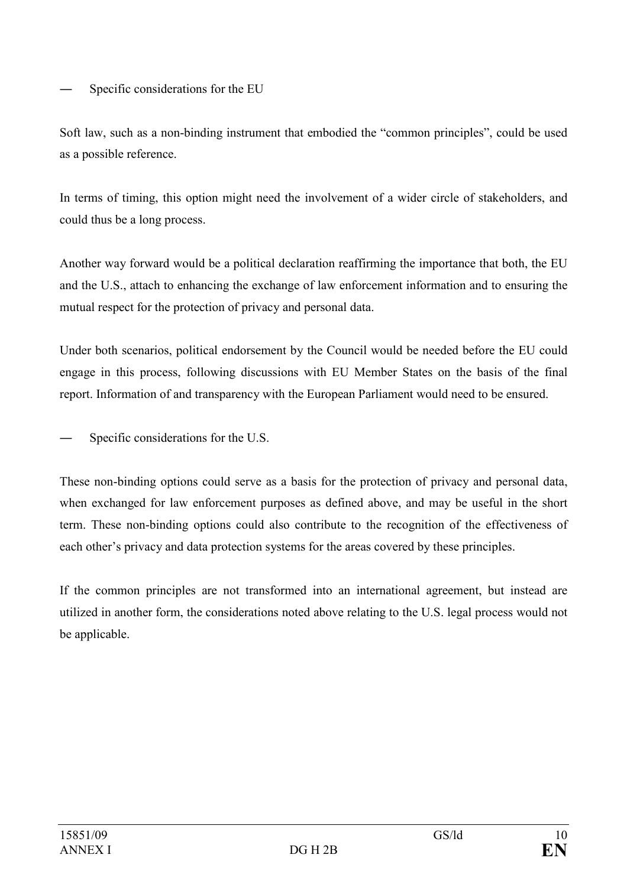— Specific considerations for the EU

Soft law, such as a non-binding instrument that embodied the "common principles", could be used as a possible reference.

In terms of timing, this option might need the involvement of a wider circle of stakeholders, and could thus be a long process.

Another way forward would be a political declaration reaffirming the importance that both, the EU and the U.S., attach to enhancing the exchange of law enforcement information and to ensuring the mutual respect for the protection of privacy and personal data.

Under both scenarios, political endorsement by the Council would be needed before the EU could engage in this process, following discussions with EU Member States on the basis of the final report. Information of and transparency with the European Parliament would need to be ensured.

— Specific considerations for the U.S.

These non-binding options could serve as a basis for the protection of privacy and personal data, when exchanged for law enforcement purposes as defined above, and may be useful in the short term. These non-binding options could also contribute to the recognition of the effectiveness of each other's privacy and data protection systems for the areas covered by these principles.

If the common principles are not transformed into an international agreement, but instead are utilized in another form, the considerations noted above relating to the U.S. legal process would not be applicable.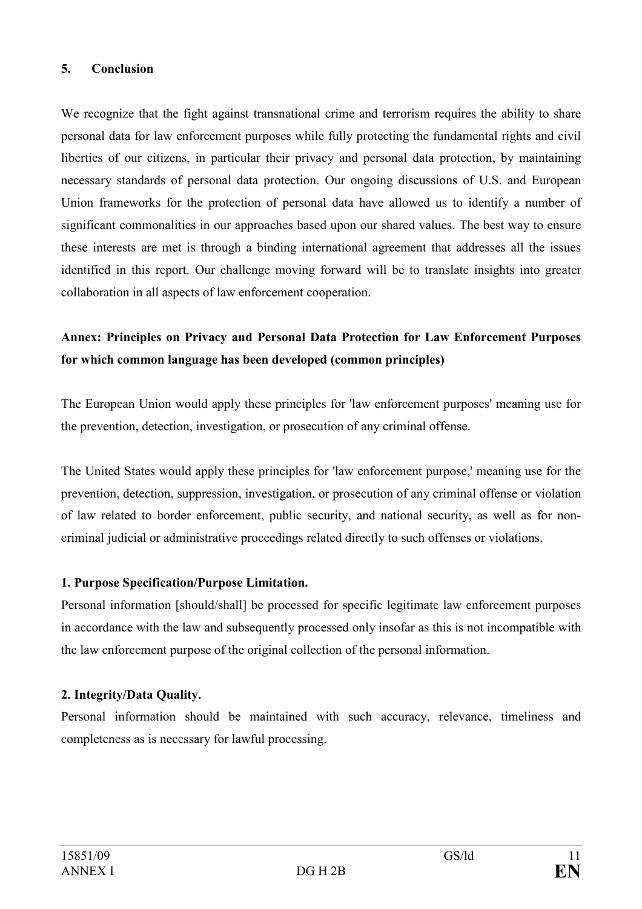## 5. Conclusion

We recognize that the fight against transnational crime and terrorism requires the ability to share personal data for law enforcement purposes while fully protecting the fundamental rights and civil liberties of our citizens, in particular their privacy and personal data protection, by maintaining necessary standards of personal data protection. Our ongoing discussions of U.S. and European Union frameworks for the protection of personal data have allowed us to identify a number of significant commonalities in our approaches based upon our shared values. The best way to ensure these interests are met is through a binding international agreement that addresses all the issues identified in this report. Our challenge moving forward will be to translate insights into greater collaboration in all aspects of law enforcement cooperation.

## Annex: Principles on Privacy and Personal Data Protection for Law Enforcement Purposes for which common language has been developed (common principles)

The European Union would apply these principles for 'law enforcement purposes' meaning use for the prevention, detection, investigation, or prosecution of any criminal offense.

The United States would apply these principles for 'law enforcement purpose,' meaning use for the prevention, detection, suppression, investigation, or prosecution of any criminal offense or violation of law related to border enforcement, public security, and national security, as well as for non-criminal judicial or administrative proceedings related directly to such offenses or violations.

**1. Purpose Specification/Purpose Limitation.**

Personal information [should/shall] be processed for specific legitimate law enforcement purposes in accordance with the law and subsequently processed only insofar as this is not incompatible with the law enforcement purpose of the original collection of the personal information.

**2. Integrity/Data Quality.**

Personal information should be maintained with such accuracy, relevance, timeliness and completeness as is necessary for lawful processing.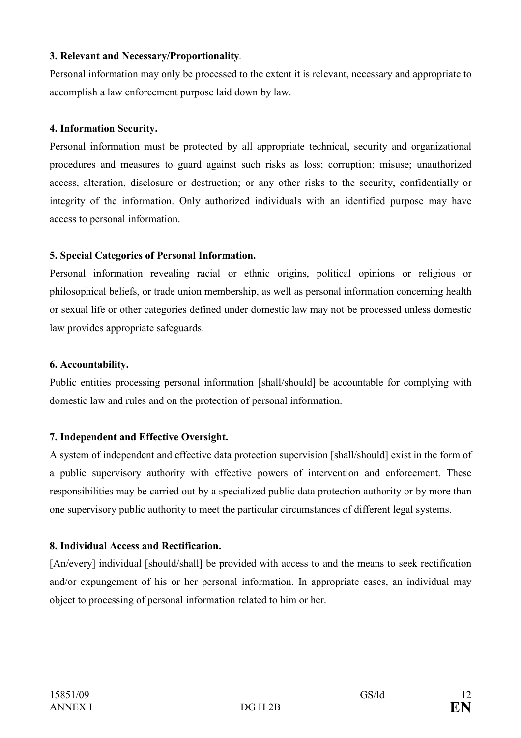**3. Relevant and Necessary/Proportionality**.

Personal information may only be processed to the extent it is relevant, necessary and appropriate to accomplish a law enforcement purpose laid down by law.

**4. Information Security.**

Personal information must be protected by all appropriate technical, security and organizational procedures and measures to guard against such risks as loss; corruption; misuse; unauthorized access, alteration, disclosure or destruction; or any other risks to the security, confidentially or integrity of the information. Only authorized individuals with an identified purpose may have access to personal information.

**5. Special Categories of Personal Information.**

Personal information revealing racial or ethnic origins, political opinions or religious or philosophical beliefs, or trade union membership, as well as personal information concerning health or sexual life or other categories defined under domestic law may not be processed unless domestic law provides appropriate safeguards.

**6. Accountability.**

Public entities processing personal information [shall/should] be accountable for complying with domestic law and rules and on the protection of personal information.

**7. Independent and Effective Oversight.**

A system of independent and effective data protection supervision [shall/should] exist in the form of a public supervisory authority with effective powers of intervention and enforcement. These responsibilities may be carried out by a specialized public data protection authority or by more than one supervisory public authority to meet the particular circumstances of different legal systems.

**8. Individual Access and Rectification.**

[An/every] individual [should/shall] be provided with access to and the means to seek rectification and/or expungement of his or her personal information. In appropriate cases, an individual may object to processing of personal information related to him or her.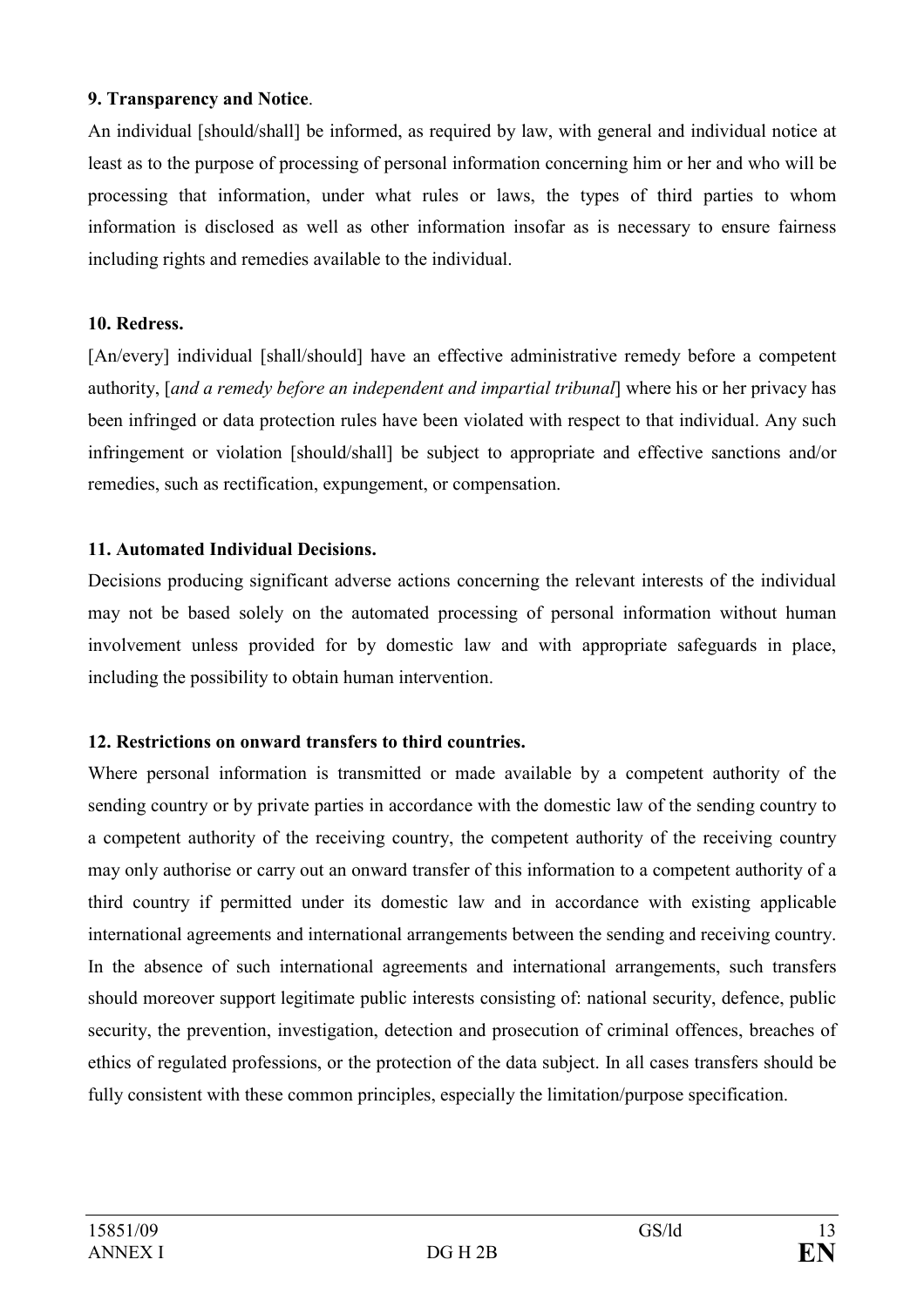**9. Transparency and Notice**.

An individual [should/shall] be informed, as required by law, with general and individual notice at least as to the purpose of processing of personal information concerning him or her and who will be processing that information, under what rules or laws, the types of third parties to whom information is disclosed as well as other information insofar as is necessary to ensure fairness including rights and remedies available to the individual.

**10. Redress.**

[An/every] individual [shall/should] have an effective administrative remedy before a competent authority, [*and a remedy before an independent and impartial tribunal*] where his or her privacy has been infringed or data protection rules have been violated with respect to that individual. Any such infringement or violation [should/shall] be subject to appropriate and effective sanctions and/or remedies, such as rectification, expungement, or compensation.

**11. Automated Individual Decisions.**

Decisions producing significant adverse actions concerning the relevant interests of the individual may not be based solely on the automated processing of personal information without human involvement unless provided for by domestic law and with appropriate safeguards in place, including the possibility to obtain human intervention.

**12. Restrictions on onward transfers to third countries.**

Where personal information is transmitted or made available by a competent authority of the sending country or by private parties in accordance with the domestic law of the sending country to a competent authority of the receiving country, the competent authority of the receiving country may only authorise or carry out an onward transfer of this information to a competent authority of a third country if permitted under its domestic law and in accordance with existing applicable international agreements and international arrangements between the sending and receiving country. In the absence of such international agreements and international arrangements, such transfers should moreover support legitimate public interests consisting of: national security, defence, public security, the prevention, investigation, detection and prosecution of criminal offences, breaches of ethics of regulated professions, or the protection of the data subject. In all cases transfers should be fully consistent with these common principles, especially the limitation/purpose specification.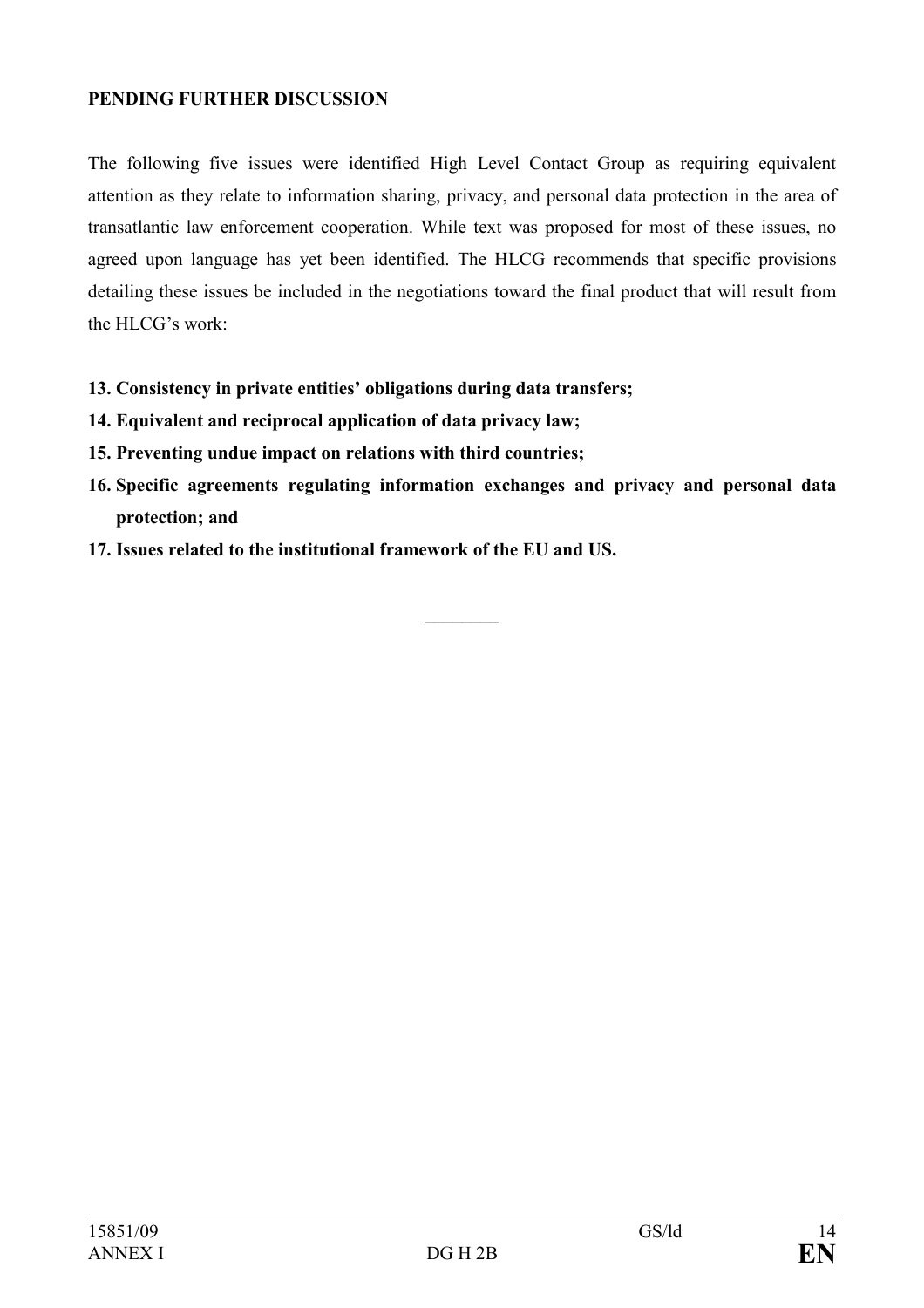**PENDING FURTHER DISCUSSION**

The following five issues were identified High Level Contact Group as requiring equivalent attention as they relate to information sharing, privacy, and personal data protection in the area of transatlantic law enforcement cooperation. While text was proposed for most of these issues, no agreed upon language has yet been identified. The HLCG recommends that specific provisions detailing these issues be included in the negotiations toward the final product that will result from the HLCG's work:

13. **Consistency in private entities' obligations during data transfers;**
14. **Equivalent and reciprocal application of data privacy law;**
15. **Preventing undue impact on relations with third countries;**
16. **Specific agreements regulating information exchanges and privacy and personal data protection; and**
17. **Issues related to the institutional framework of the EU and US.**

________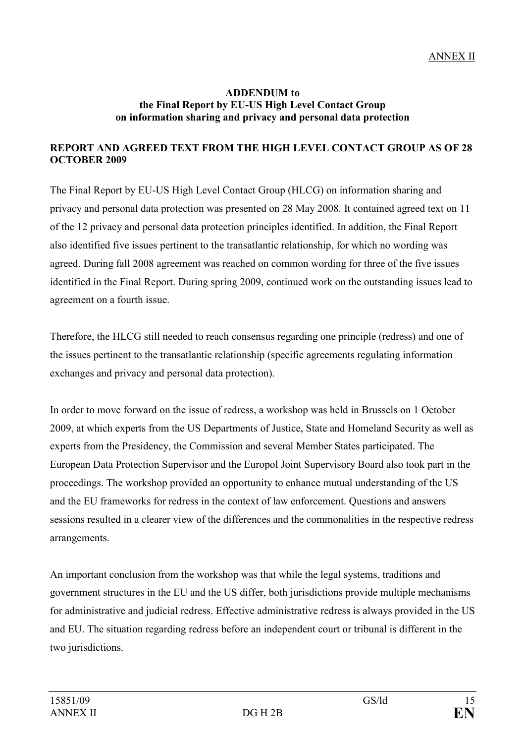ANNEX II

**ADDENDUM to**
**the Final Report by EU-US High Level Contact Group**
**on information sharing and privacy and personal data protection**

**REPORT AND AGREED TEXT FROM THE HIGH LEVEL CONTACT GROUP AS OF 28 OCTOBER 2009**

The Final Report by EU-US High Level Contact Group (HLCG) on information sharing and privacy and personal data protection was presented on 28 May 2008. It contained agreed text on 11 of the 12 privacy and personal data protection principles identified. In addition, the Final Report also identified five issues pertinent to the transatlantic relationship, for which no wording was agreed. During fall 2008 agreement was reached on common wording for three of the five issues identified in the Final Report. During spring 2009, continued work on the outstanding issues lead to agreement on a fourth issue.

Therefore, the HLCG still needed to reach consensus regarding one principle (redress) and one of the issues pertinent to the transatlantic relationship (specific agreements regulating information exchanges and privacy and personal data protection).

In order to move forward on the issue of redress, a workshop was held in Brussels on 1 October 2009, at which experts from the US Departments of Justice, State and Homeland Security as well as experts from the Presidency, the Commission and several Member States participated. The European Data Protection Supervisor and the Europol Joint Supervisory Board also took part in the proceedings. The workshop provided an opportunity to enhance mutual understanding of the US and the EU frameworks for redress in the context of law enforcement. Questions and answers sessions resulted in a clearer view of the differences and the commonalities in the respective redress arrangements.

An important conclusion from the workshop was that while the legal systems, traditions and government structures in the EU and the US differ, both jurisdictions provide multiple mechanisms for administrative and judicial redress. Effective administrative redress is always provided in the US and EU. The situation regarding redress before an independent court or tribunal is different in the two jurisdictions.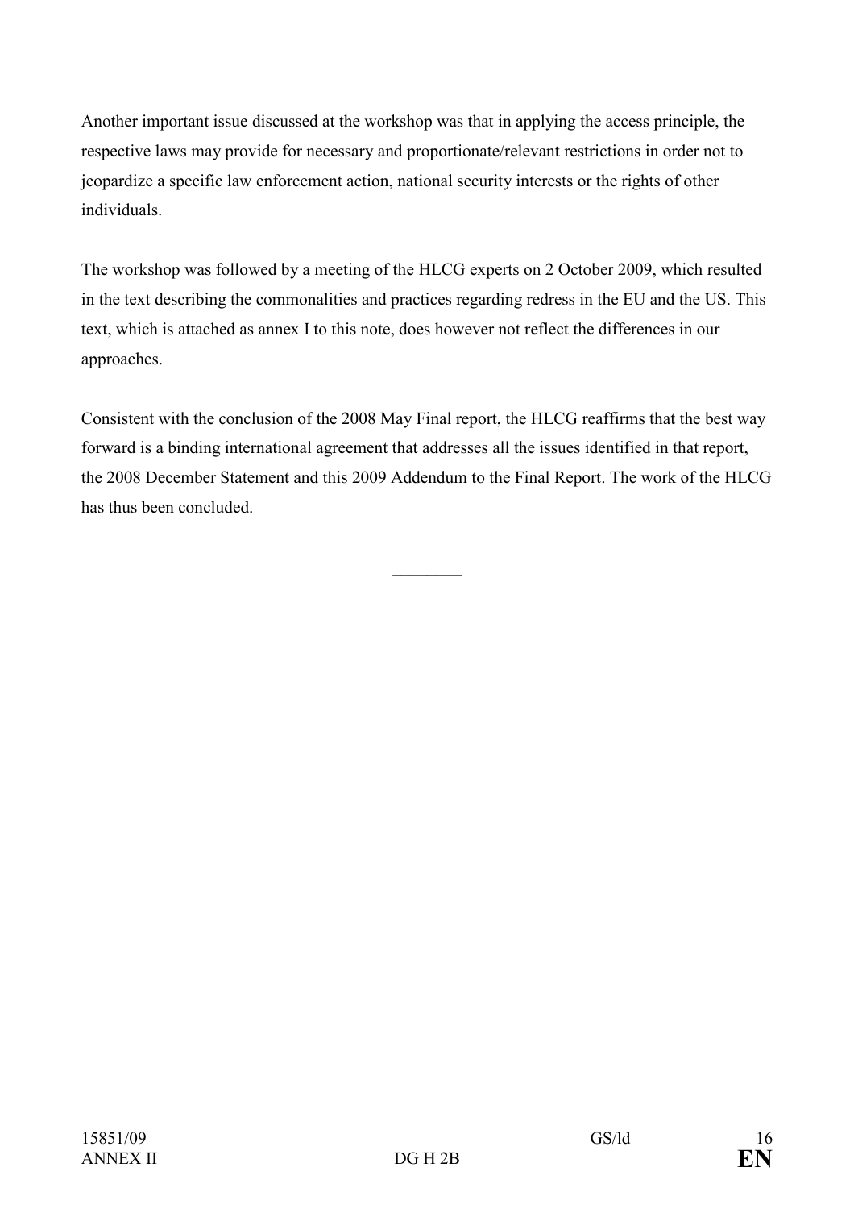Another important issue discussed at the workshop was that in applying the access principle, the respective laws may provide for necessary and proportionate/relevant restrictions in order not to jeopardize a specific law enforcement action, national security interests or the rights of other individuals.

The workshop was followed by a meeting of the HLCG experts on 2 October 2009, which resulted in the text describing the commonalities and practices regarding redress in the EU and the US. This text, which is attached as annex I to this note, does however not reflect the differences in our approaches.

Consistent with the conclusion of the 2008 May Final report, the HLCG reaffirms that the best way forward is a binding international agreement that addresses all the issues identified in that report, the 2008 December Statement and this 2009 Addendum to the Final Report. The work of the HLCG has thus been concluded.

________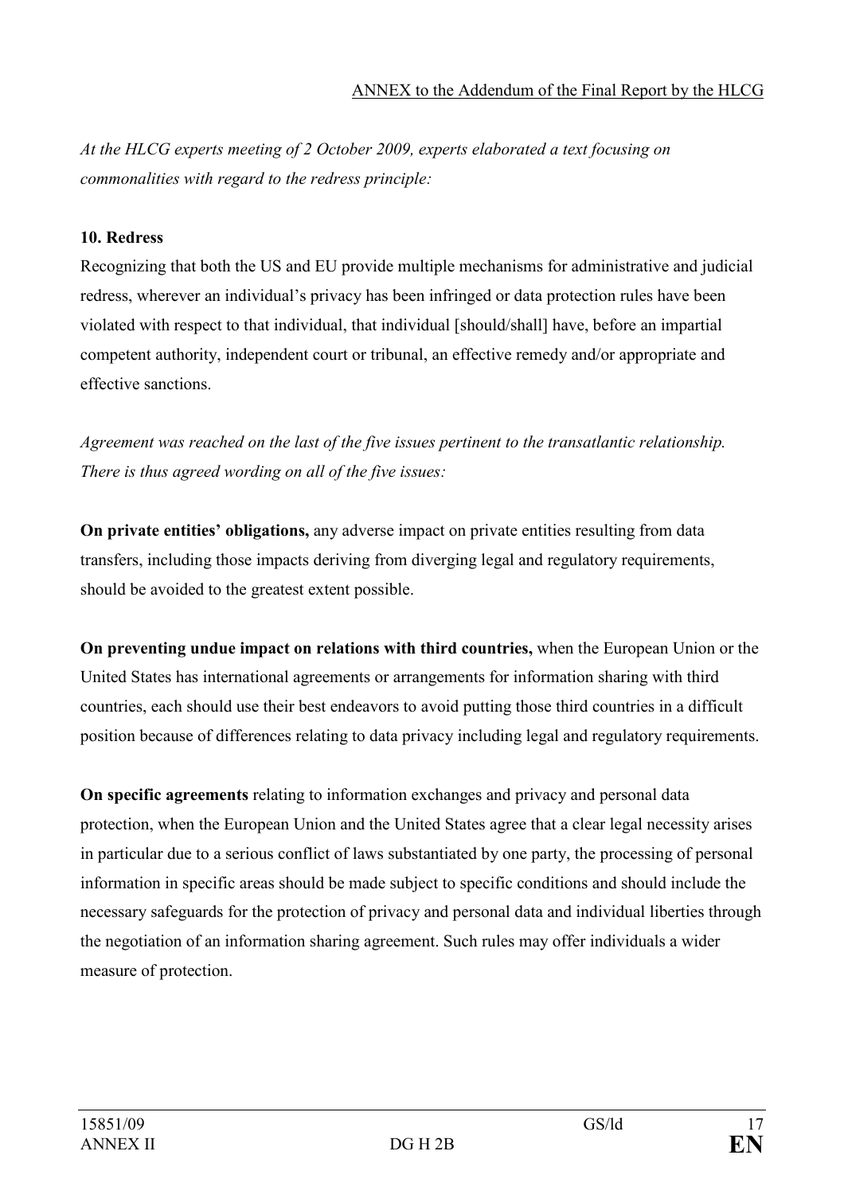ANNEX to the Addendum of the Final Report by the HLCG

*At the HLCG experts meeting of 2 October 2009, experts elaborated a text focusing on commonalities with regard to the redress principle:*

**10. Redress**

Recognizing that both the US and EU provide multiple mechanisms for administrative and judicial redress, wherever an individual's privacy has been infringed or data protection rules have been violated with respect to that individual, that individual [should/shall] have, before an impartial competent authority, independent court or tribunal, an effective remedy and/or appropriate and effective sanctions.

*Agreement was reached on the last of the five issues pertinent to the transatlantic relationship. There is thus agreed wording on all of the five issues:*

**On private entities' obligations,** any adverse impact on private entities resulting from data transfers, including those impacts deriving from diverging legal and regulatory requirements, should be avoided to the greatest extent possible.

**On preventing undue impact on relations with third countries,** when the European Union or the United States has international agreements or arrangements for information sharing with third countries, each should use their best endeavors to avoid putting those third countries in a difficult position because of differences relating to data privacy including legal and regulatory requirements.

**On specific agreements** relating to information exchanges and privacy and personal data protection, when the European Union and the United States agree that a clear legal necessity arises in particular due to a serious conflict of laws substantiated by one party, the processing of personal information in specific areas should be made subject to specific conditions and should include the necessary safeguards for the protection of privacy and personal data and individual liberties through the negotiation of an information sharing agreement. Such rules may offer individuals a wider measure of protection.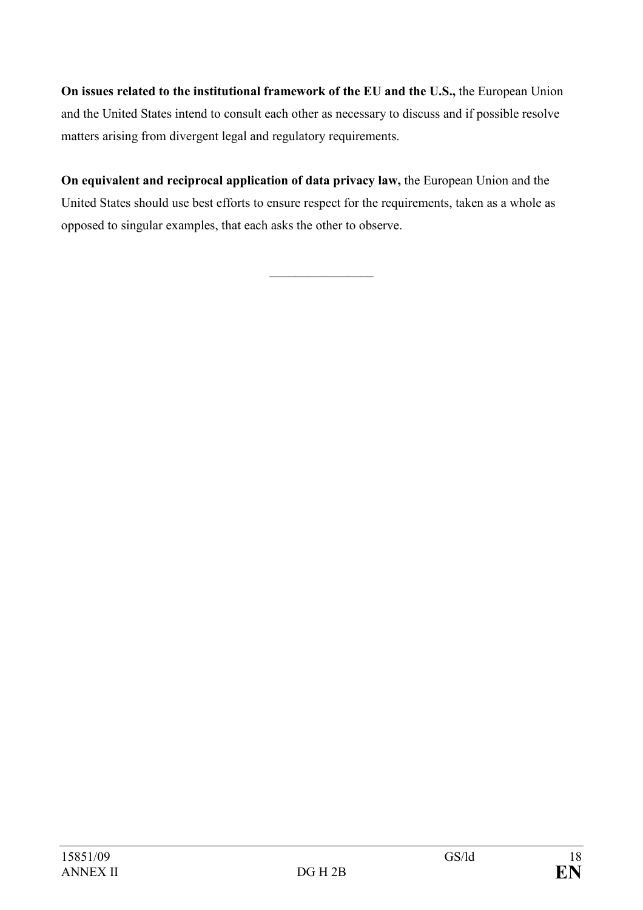**On issues related to the institutional framework of the EU and the U.S.,** the European Union and the United States intend to consult each other as necessary to discuss and if possible resolve matters arising from divergent legal and regulatory requirements.

**On equivalent and reciprocal application of data privacy law,** the European Union and the United States should use best efforts to ensure respect for the requirements, taken as a whole as opposed to singular examples, that each asks the other to observe.

________________